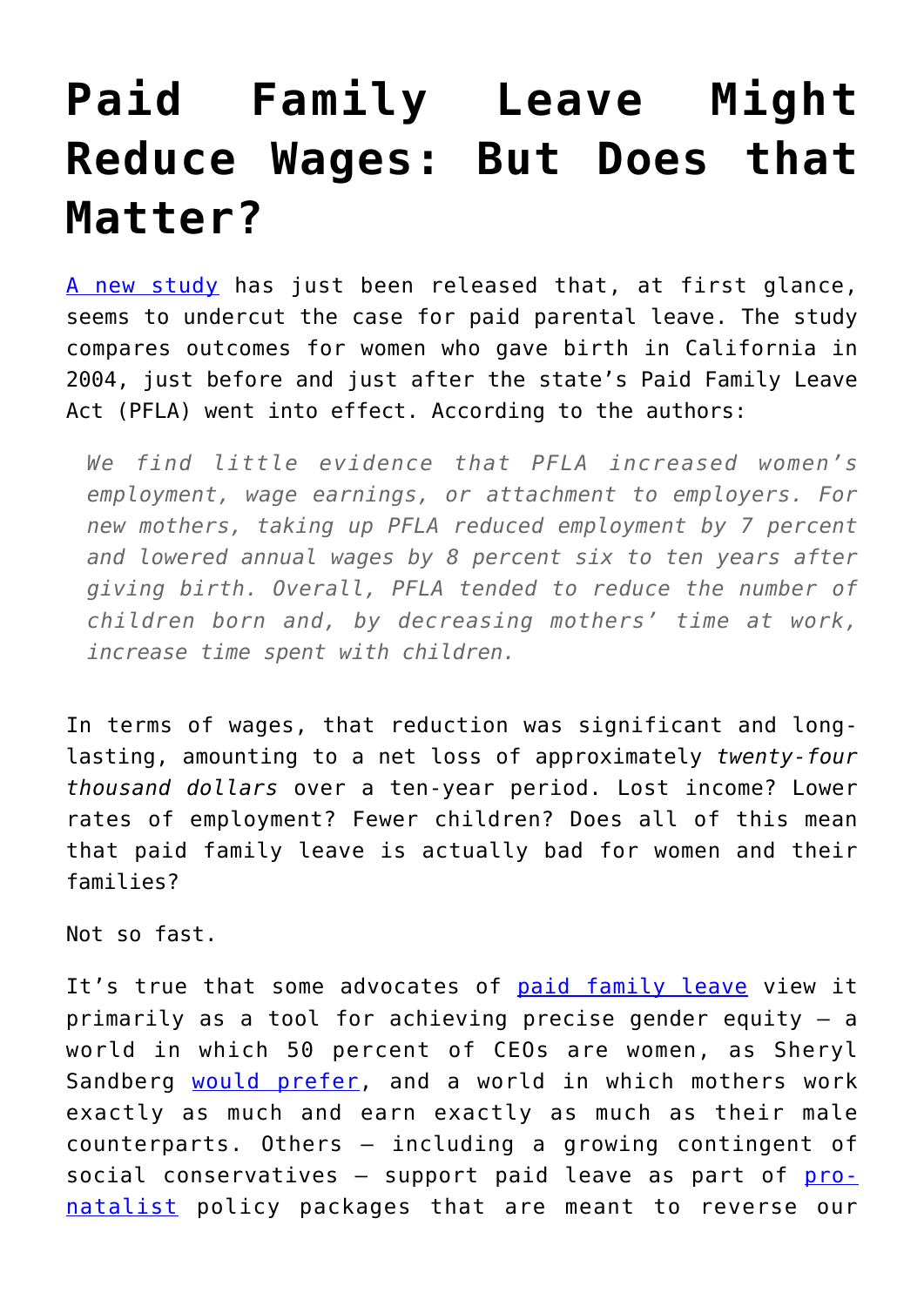# Paid Family Leave Might Reduce Wages: But Does that Matter?

[A new study](#) has just been released that, at first glance, seems to undercut the case for paid parental leave. The study compares outcomes for women who gave birth in California in 2004, just before and just after the state's Paid Family Leave Act (PFLA) went into effect. According to the authors:

> *We find little evidence that PFLA increased women's employment, wage earnings, or attachment to employers. For new mothers, taking up PFLA reduced employment by 7 percent and lowered annual wages by 8 percent six to ten years after giving birth. Overall, PFLA tended to reduce the number of children born and, by decreasing mothers' time at work, increase time spent with children.*

In terms of wages, that reduction was significant and long-lasting, amounting to a net loss of approximately *twenty-four thousand dollars* over a ten-year period. Lost income? Lower rates of employment? Fewer children? Does all of this mean that paid family leave is actually bad for women and their families?

Not so fast.

It's true that some advocates of [paid family leave](#) view it primarily as a tool for achieving precise gender equity – a world in which 50 percent of CEOs are women, as Sheryl Sandberg [would prefer](#), and a world in which mothers work exactly as much and earn exactly as much as their male counterparts. Others – including a growing contingent of social conservatives – support paid leave as part of [pro-natalist](#) policy packages that are meant to reverse our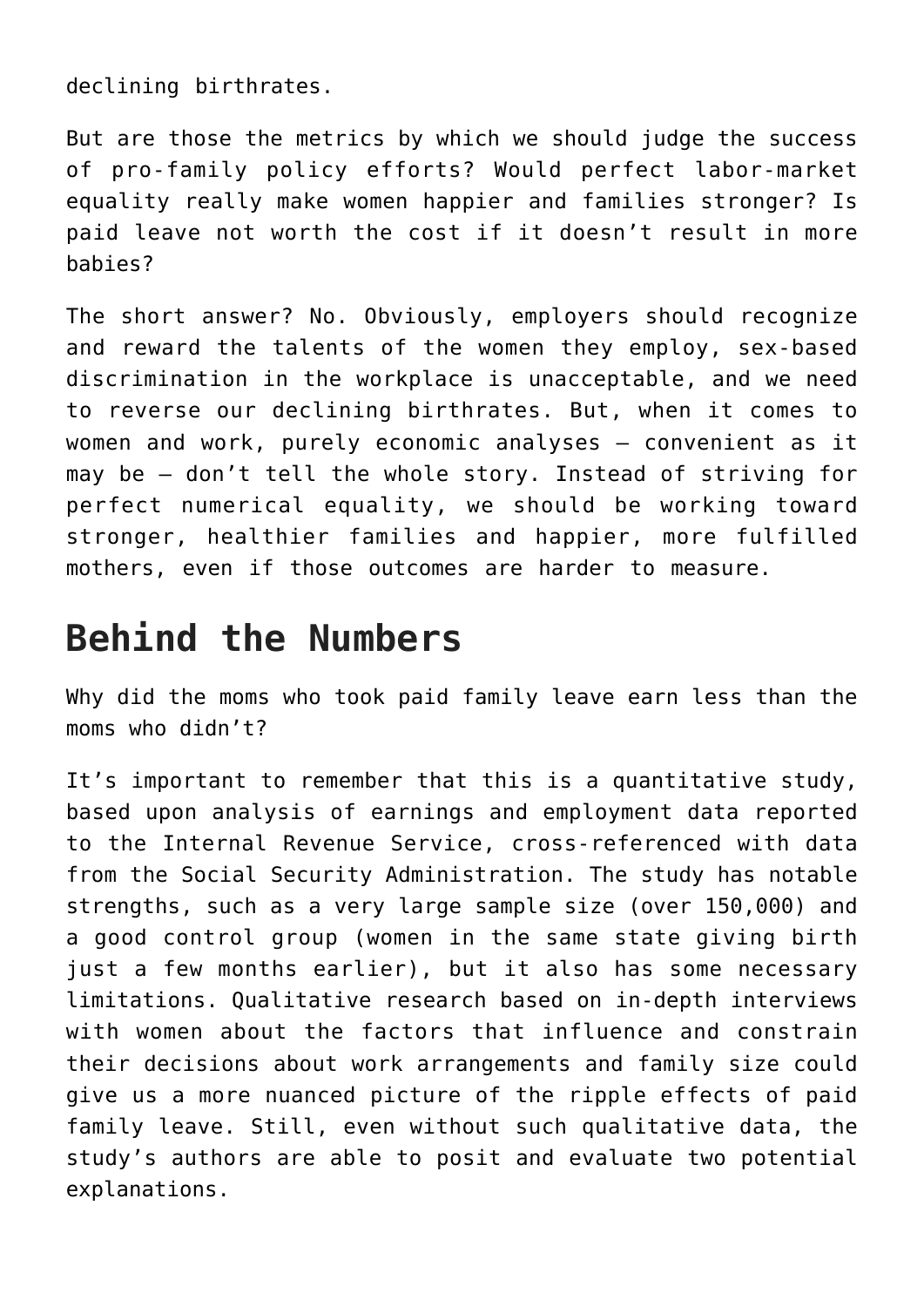declining birthrates.

But are those the metrics by which we should judge the success of pro-family policy efforts? Would perfect labor-market equality really make women happier and families stronger? Is paid leave not worth the cost if it doesn't result in more babies?

The short answer? No. Obviously, employers should recognize and reward the talents of the women they employ, sex-based discrimination in the workplace is unacceptable, and we need to reverse our declining birthrates. But, when it comes to women and work, purely economic analyses — convenient as it may be — don't tell the whole story. Instead of striving for perfect numerical equality, we should be working toward stronger, healthier families and happier, more fulfilled mothers, even if those outcomes are harder to measure.

## Behind the Numbers

Why did the moms who took paid family leave earn less than the moms who didn't?

It's important to remember that this is a quantitative study, based upon analysis of earnings and employment data reported to the Internal Revenue Service, cross-referenced with data from the Social Security Administration. The study has notable strengths, such as a very large sample size (over 150,000) and a good control group (women in the same state giving birth just a few months earlier), but it also has some necessary limitations. Qualitative research based on in-depth interviews with women about the factors that influence and constrain their decisions about work arrangements and family size could give us a more nuanced picture of the ripple effects of paid family leave. Still, even without such qualitative data, the study's authors are able to posit and evaluate two potential explanations.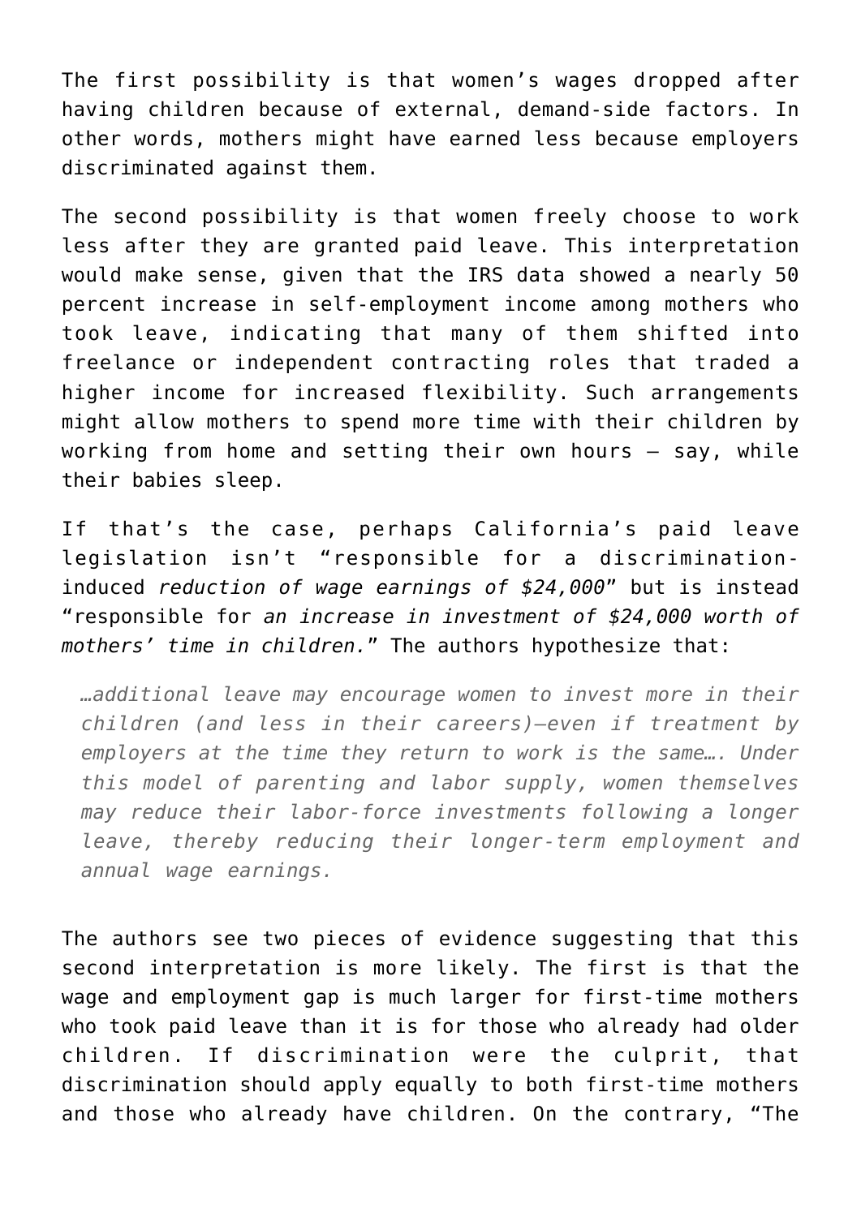The first possibility is that women's wages dropped after having children because of external, demand-side factors. In other words, mothers might have earned less because employers discriminated against them.

The second possibility is that women freely choose to work less after they are granted paid leave. This interpretation would make sense, given that the IRS data showed a nearly 50 percent increase in self-employment income among mothers who took leave, indicating that many of them shifted into freelance or independent contracting roles that traded a higher income for increased flexibility. Such arrangements might allow mothers to spend more time with their children by working from home and setting their own hours — say, while their babies sleep.

If that's the case, perhaps California's paid leave legislation isn't "responsible for a discrimination-induced *reduction of wage earnings of $24,000*" but is instead "responsible for *an increase in investment of $24,000 worth of mothers' time in children.*" The authors hypothesize that:

> *…additional leave may encourage women to invest more in their children (and less in their careers)—even if treatment by employers at the time they return to work is the same…. Under this model of parenting and labor supply, women themselves may reduce their labor-force investments following a longer leave, thereby reducing their longer-term employment and annual wage earnings.*

The authors see two pieces of evidence suggesting that this second interpretation is more likely. The first is that the wage and employment gap is much larger for first-time mothers who took paid leave than it is for those who already had older children. If discrimination were the culprit, that discrimination should apply equally to both first-time mothers and those who already have children. On the contrary, "The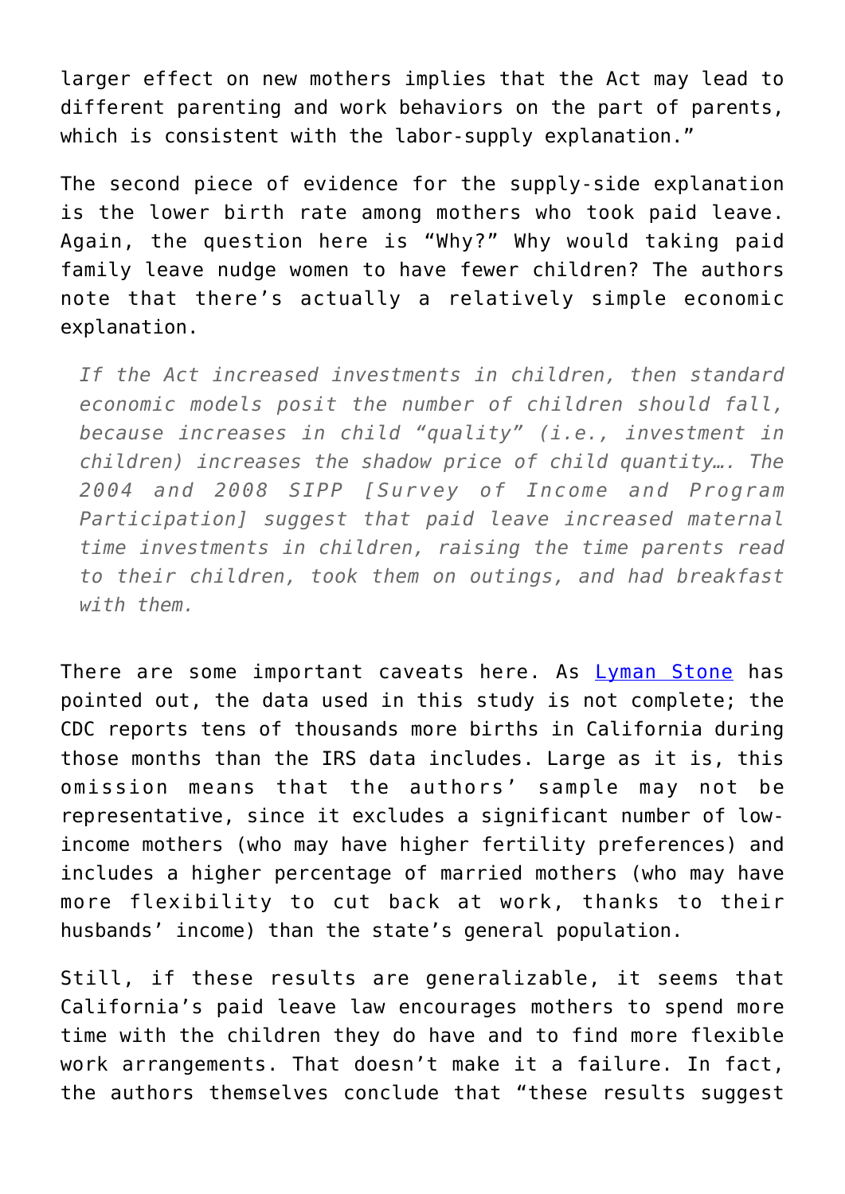larger effect on new mothers implies that the Act may lead to different parenting and work behaviors on the part of parents, which is consistent with the labor-supply explanation."

The second piece of evidence for the supply-side explanation is the lower birth rate among mothers who took paid leave. Again, the question here is "Why?" Why would taking paid family leave nudge women to have fewer children? The authors note that there's actually a relatively simple economic explanation.

> *If the Act increased investments in children, then standard economic models posit the number of children should fall, because increases in child "quality" (i.e., investment in children) increases the shadow price of child quantity…. The 2004 and 2008 SIPP [Survey of Income and Program Participation] suggest that paid leave increased maternal time investments in children, raising the time parents read to their children, took them on outings, and had breakfast with them.*

There are some important caveats here. As Lyman Stone has pointed out, the data used in this study is not complete; the CDC reports tens of thousands more births in California during those months than the IRS data includes. Large as it is, this omission means that the authors' sample may not be representative, since it excludes a significant number of low-income mothers (who may have higher fertility preferences) and includes a higher percentage of married mothers (who may have more flexibility to cut back at work, thanks to their husbands' income) than the state's general population.

Still, if these results are generalizable, it seems that California's paid leave law encourages mothers to spend more time with the children they do have and to find more flexible work arrangements. That doesn't make it a failure. In fact, the authors themselves conclude that "these results suggest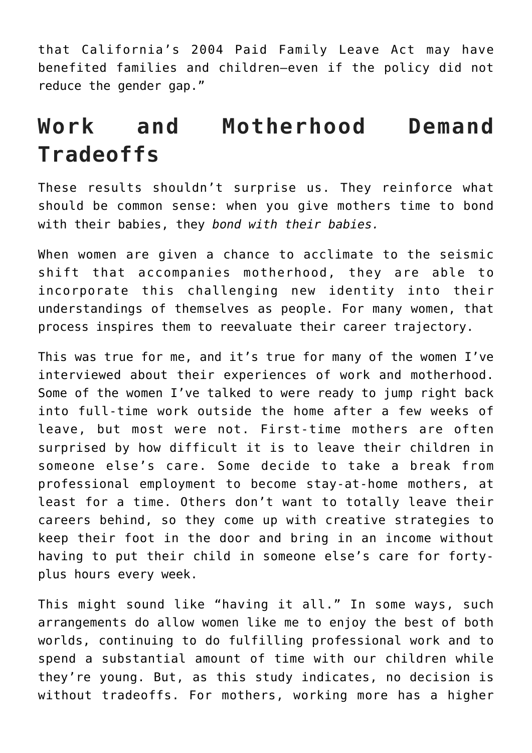that California's 2004 Paid Family Leave Act may have benefited families and children—even if the policy did not reduce the gender gap."

## Work and Motherhood Demand Tradeoffs

These results shouldn't surprise us. They reinforce what should be common sense: when you give mothers time to bond with their babies, they *bond with their babies.*

When women are given a chance to acclimate to the seismic shift that accompanies motherhood, they are able to incorporate this challenging new identity into their understandings of themselves as people. For many women, that process inspires them to reevaluate their career trajectory.

This was true for me, and it's true for many of the women I've interviewed about their experiences of work and motherhood. Some of the women I've talked to were ready to jump right back into full-time work outside the home after a few weeks of leave, but most were not. First-time mothers are often surprised by how difficult it is to leave their children in someone else's care. Some decide to take a break from professional employment to become stay-at-home mothers, at least for a time. Others don't want to totally leave their careers behind, so they come up with creative strategies to keep their foot in the door and bring in an income without having to put their child in someone else's care for forty-plus hours every week.

This might sound like "having it all." In some ways, such arrangements do allow women like me to enjoy the best of both worlds, continuing to do fulfilling professional work and to spend a substantial amount of time with our children while they're young. But, as this study indicates, no decision is without tradeoffs. For mothers, working more has a higher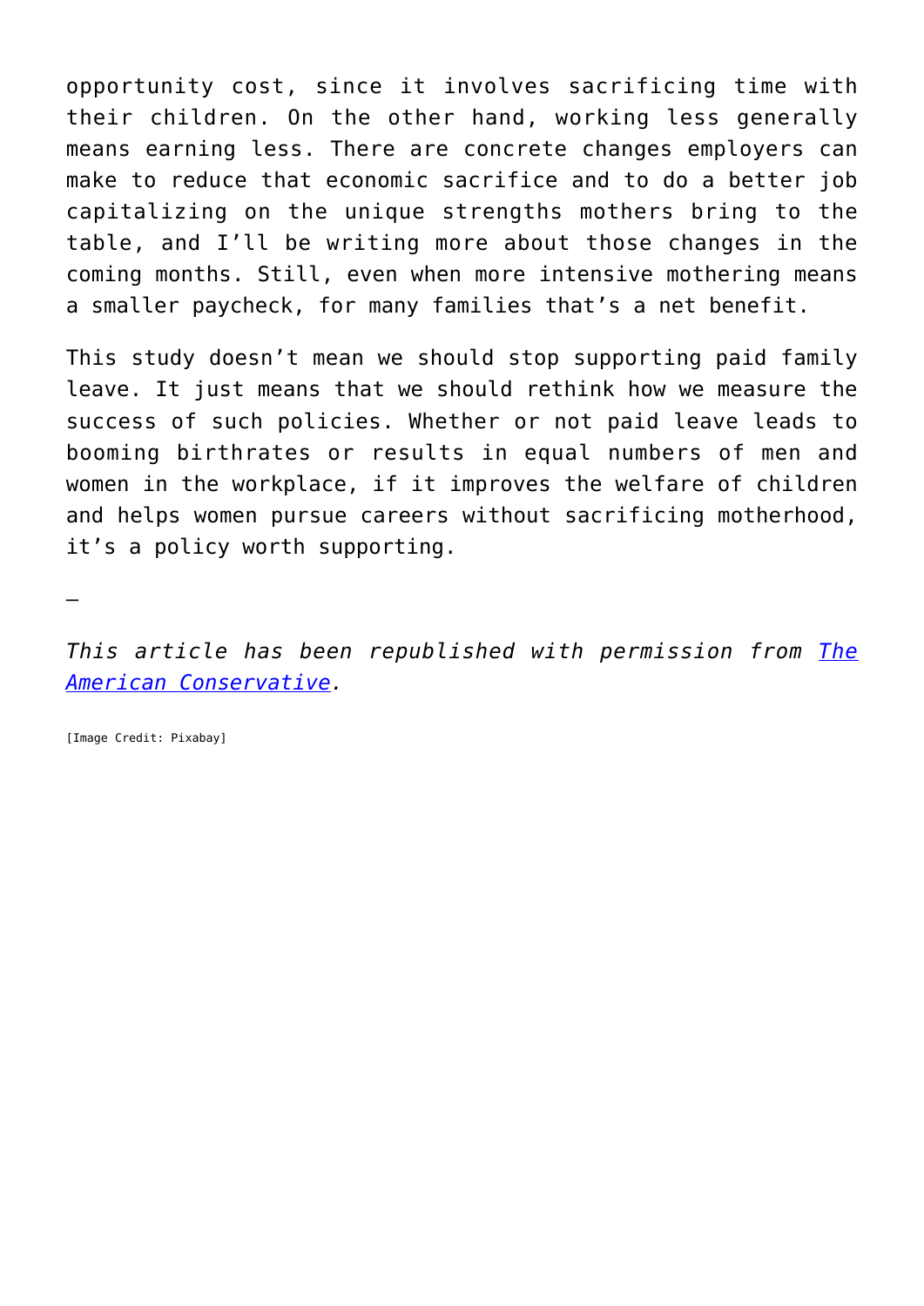opportunity cost, since it involves sacrificing time with their children. On the other hand, working less generally means earning less. There are concrete changes employers can make to reduce that economic sacrifice and to do a better job capitalizing on the unique strengths mothers bring to the table, and I'll be writing more about those changes in the coming months. Still, even when more intensive mothering means a smaller paycheck, for many families that's a net benefit.

This study doesn't mean we should stop supporting paid family leave. It just means that we should rethink how we measure the success of such policies. Whether or not paid leave leads to booming birthrates or results in equal numbers of men and women in the workplace, if it improves the welfare of children and helps women pursue careers without sacrificing motherhood, it's a policy worth supporting.

—

*This article has been republished with permission from [The American Conservative](#).*

[Image Credit: Pixabay]